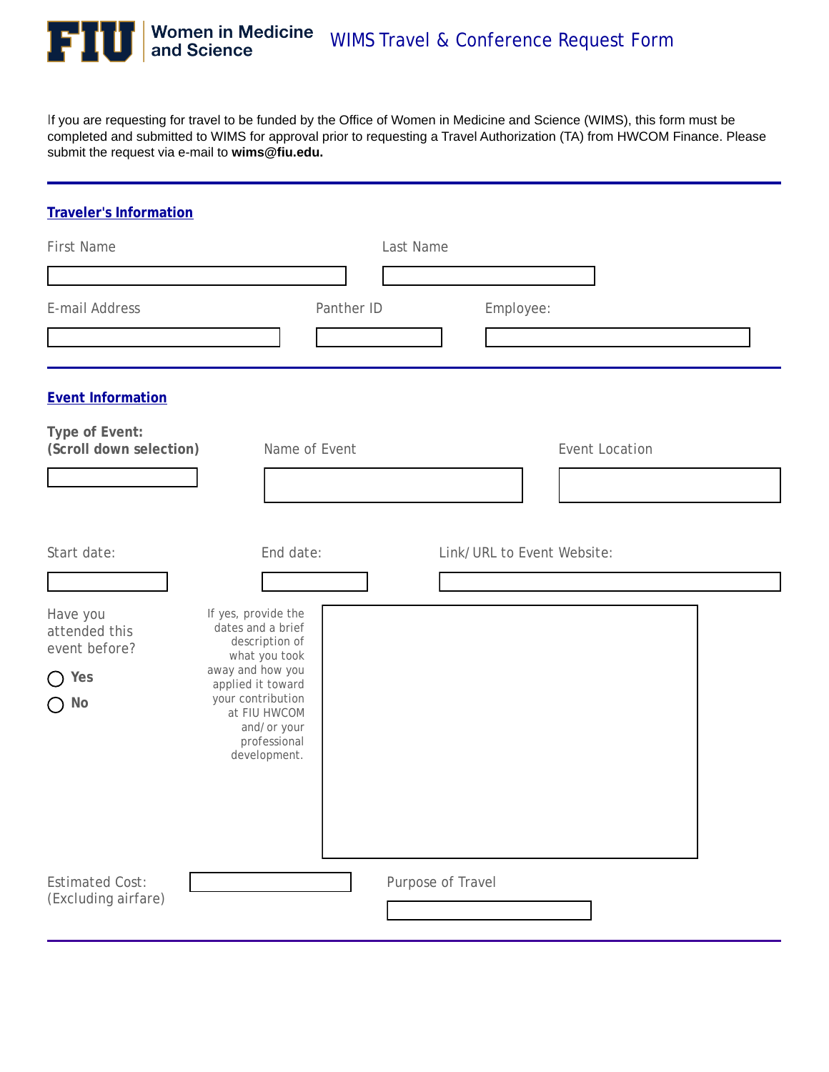# FIU Women in Medicine and Science

## WIMS Travel & Conference Request Form

If you are requesting for travel to be funded by the Office of Women in Medicine and Science (WIMS), this form must be completed and submitted to WIMS for approval prior to requesting a Travel Authorization (TA) from HWCOM Finance. Please submit the request via e-mail to **wims@fiu.edu.**

---

### Traveler's Information

First Name

Last Name

E-mail Address

Panther ID

Employee:

---

### Event Information

**Type of Event: (Scroll down selection)**

Name of Event

Event Location

Start date:

End date:

Link/URL to Event Website:

Have you attended this event before?

- ◯ **Yes**
- ◯ **No**

If yes, provide the dates and a brief description of what you took away and how you applied it toward your contribution at FIU HWCOM and/or your professional development.

Estimated Cost: (Excluding airfare)

Purpose of Travel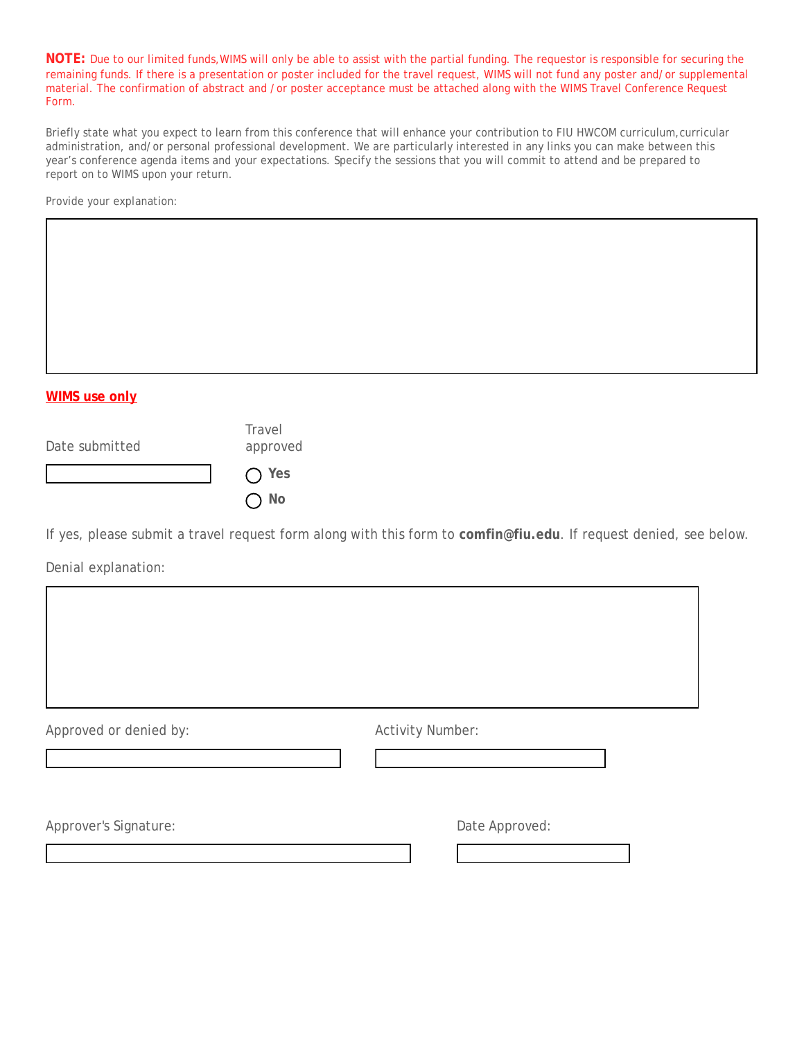**NOTE:** Due to our limited funds, WIMS will only be able to assist with the partial funding. The requestor is responsible for securing the remaining funds. If there is a presentation or poster included for the travel request, WIMS will not fund any poster and/or supplemental material. The confirmation of abstract and / or poster acceptance must be attached along with the WIMS Travel Conference Request Form.

Briefly state what you expect to learn from this conference that will enhance your contribution to FIU HWCOM curriculum, curricular administration, and/or personal professional development. We are particularly interested in any links you can make between this year's conference agenda items and your expectations. Specify the sessions that you will commit to attend and be prepared to report on to WIMS upon your return.

Provide your explanation:

**WIMS use only**

Date submitted

Travel approved

○ **Yes**

○ **No**

If yes, please submit a travel request form along with this form to **comfin@fiu.edu**. If request denied, see below.

Denial explanation:

Approved or denied by:

Activity Number:

Approver's Signature:

Date Approved: